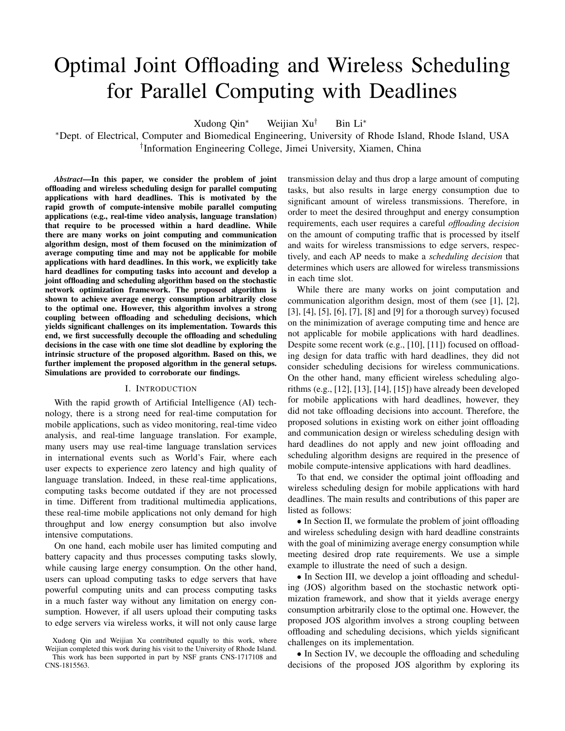# Optimal Joint Offloading and Wireless Scheduling for Parallel Computing with Deadlines

Xudong Qin* Weijian Xu† Bin Li*

*Dept. of Electrical, Computer and Biomedical Engineering, University of Rhode Island, Rhode Island, USA

†Information Engineering College, Jimei University, Xiamen, China

***Abstract*—In this paper, we consider the problem of joint offloading and wireless scheduling design for parallel computing applications with hard deadlines. This is motivated by the rapid growth of compute-intensive mobile parallel computing applications (e.g., real-time video analysis, language translation) that require to be processed within a hard deadline. While there are many works on joint computing and communication algorithm design, most of them focused on the minimization of average computing time and may not be applicable for mobile applications with hard deadlines. In this work, we explicitly take hard deadlines for computing tasks into account and develop a joint offloading and scheduling algorithm based on the stochastic network optimization framework. The proposed algorithm is shown to achieve average energy consumption arbitrarily close to the optimal one. However, this algorithm involves a strong coupling between offloading and scheduling decisions, which yields significant challenges on its implementation. Towards this end, we first successfully decouple the offloading and scheduling decisions in the case with one time slot deadline by exploring the intrinsic structure of the proposed algorithm. Based on this, we further implement the proposed algorithm in the general setups. Simulations are provided to corroborate our findings.**

## I. Introduction

With the rapid growth of Artificial Intelligence (AI) technology, there is a strong need for real-time computation for mobile applications, such as video monitoring, real-time video analysis, and real-time language translation. For example, many users may use real-time language translation services in international events such as World's Fair, where each user expects to experience zero latency and high quality of language translation. Indeed, in these real-time applications, computing tasks become outdated if they are not processed in time. Different from traditional multimedia applications, these real-time mobile applications not only demand for high throughput and low energy consumption but also involve intensive computations.

On one hand, each mobile user has limited computing and battery capacity and thus processes computing tasks slowly, while causing large energy consumption. On the other hand, users can upload computing tasks to edge servers that have powerful computing units and can process computing tasks in a much faster way without any limitation on energy consumption. However, if all users upload their computing tasks to edge servers via wireless works, it will not only cause large transmission delay and thus drop a large amount of computing tasks, but also results in large energy consumption due to significant amount of wireless transmissions. Therefore, in order to meet the desired throughput and energy consumption requirements, each user requires a careful *offloading decision* on the amount of computing traffic that is processed by itself and waits for wireless transmissions to edge servers, respectively, and each AP needs to make a *scheduling decision* that determines which users are allowed for wireless transmissions in each time slot.

While there are many works on joint computation and communication algorithm design, most of them (see [1], [2], [3], [4], [5], [6], [7], [8] and [9] for a thorough survey) focused on the minimization of average computing time and hence are not applicable for mobile applications with hard deadlines. Despite some recent work (e.g., [10], [11]) focused on offloading design for data traffic with hard deadlines, they did not consider scheduling decisions for wireless communications. On the other hand, many efficient wireless scheduling algorithms (e.g., [12], [13], [14], [15]) have already been developed for mobile applications with hard deadlines, however, they did not take offloading decisions into account. Therefore, the proposed solutions in existing work on either joint offloading and communication design or wireless scheduling design with hard deadlines do not apply and new joint offloading and scheduling algorithm designs are required in the presence of mobile compute-intensive applications with hard deadlines.

To that end, we consider the optimal joint offloading and wireless scheduling design for mobile applications with hard deadlines. The main results and contributions of this paper are listed as follows:

• In Section II, we formulate the problem of joint offloading and wireless scheduling design with hard deadline constraints with the goal of minimizing average energy consumption while meeting desired drop rate requirements. We use a simple example to illustrate the need of such a design.

• In Section III, we develop a joint offloading and scheduling (JOS) algorithm based on the stochastic network optimization framework, and show that it yields average energy consumption arbitrarily close to the optimal one. However, the proposed JOS algorithm involves a strong coupling between offloading and scheduling decisions, which yields significant challenges on its implementation.

• In Section IV, we decouple the offloading and scheduling decisions of the proposed JOS algorithm by exploring its

Xudong Qin and Weijian Xu contributed equally to this work, where Weijian completed this work during his visit to the University of Rhode Island. This work has been supported in part by NSF grants CNS-1717108 and CNS-1815563.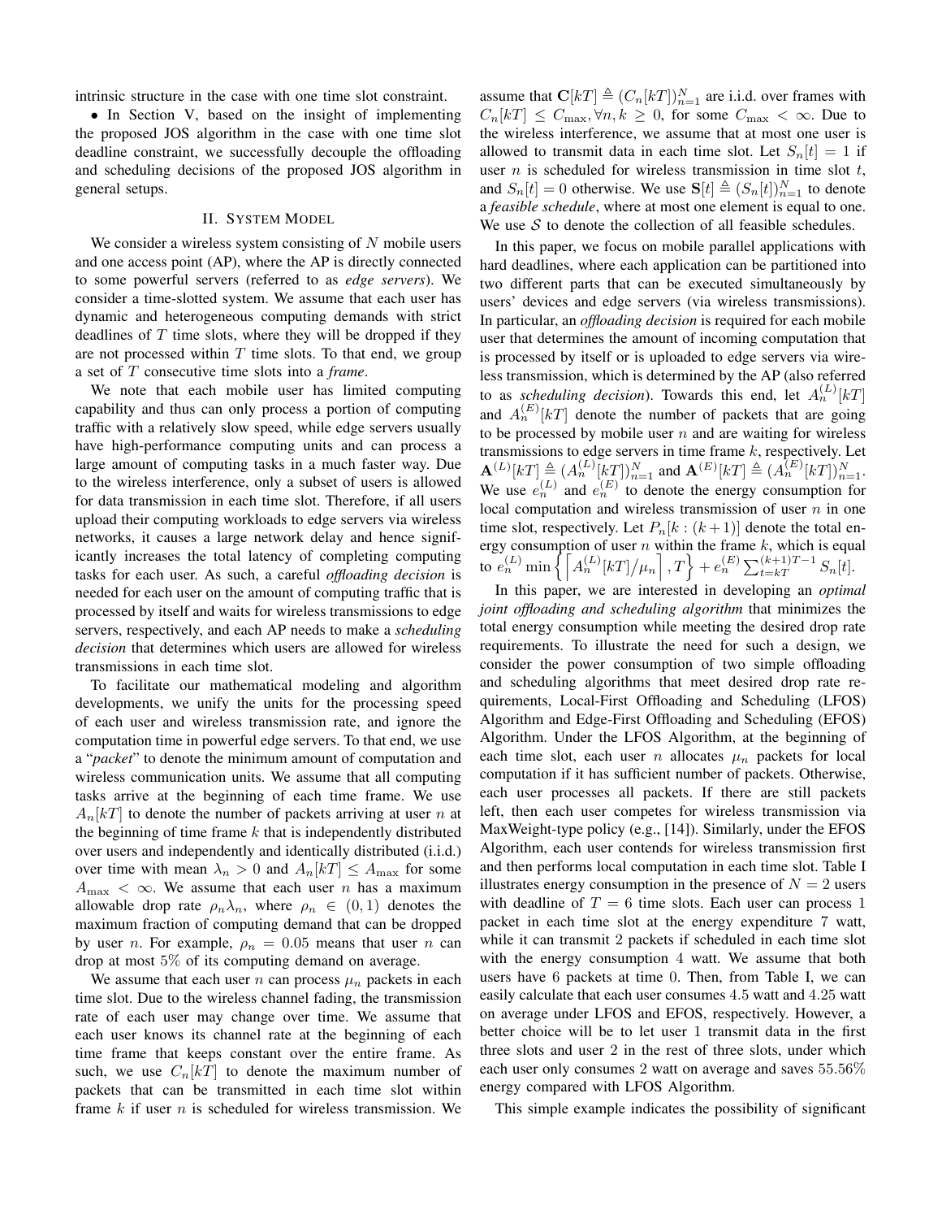intrinsic structure in the case with one time slot constraint.

• In Section V, based on the insight of implementing the proposed JOS algorithm in the case with one time slot deadline constraint, we successfully decouple the offloading and scheduling decisions of the proposed JOS algorithm in general setups.

## II. System Model

We consider a wireless system consisting of $N$ mobile users and one access point (AP), where the AP is directly connected to some powerful servers (referred to as *edge servers*). We consider a time-slotted system. We assume that each user has dynamic and heterogeneous computing demands with strict deadlines of $T$ time slots, where they will be dropped if they are not processed within $T$ time slots. To that end, we group a set of $T$ consecutive time slots into a *frame*.

We note that each mobile user has limited computing capability and thus can only process a portion of computing traffic with a relatively slow speed, while edge servers usually have high-performance computing units and can process a large amount of computing tasks in a much faster way. Due to the wireless interference, only a subset of users is allowed for data transmission in each time slot. Therefore, if all users upload their computing workloads to edge servers via wireless networks, it causes a large network delay and hence significantly increases the total latency of completing computing tasks for each user. As such, a careful *offloading decision* is needed for each user on the amount of computing traffic that is processed by itself and waits for wireless transmissions to edge servers, respectively, and each AP needs to make a *scheduling decision* that determines which users are allowed for wireless transmissions in each time slot.

To facilitate our mathematical modeling and algorithm developments, we unify the units for the processing speed of each user and wireless transmission rate, and ignore the computation time in powerful edge servers. To that end, we use a "*packet*" to denote the minimum amount of computation and wireless communication units. We assume that all computing tasks arrive at the beginning of each time frame. We use $A_n[kT]$ to denote the number of packets arriving at user $n$ at the beginning of time frame $k$ that is independently distributed over users and independently and identically distributed (i.i.d.) over time with mean $\lambda_n > 0$ and $A_n[kT] \leq A_{\max}$ for some $A_{\max} < \infty$. We assume that each user $n$ has a maximum allowable drop rate $\rho_n \lambda_n$, where $\rho_n \in (0, 1)$ denotes the maximum fraction of computing demand that can be dropped by user $n$. For example, $\rho_n = 0.05$ means that user $n$ can drop at most $5\%$ of its computing demand on average.

We assume that each user $n$ can process $\mu_n$ packets in each time slot. Due to the wireless channel fading, the transmission rate of each user may change over time. We assume that each user knows its channel rate at the beginning of each time frame that keeps constant over the entire frame. As such, we use $C_n[kT]$ to denote the maximum number of packets that can be transmitted in each time slot within frame $k$ if user $n$ is scheduled for wireless transmission. We assume that $\mathbf{C}[kT] \triangleq (C_n[kT])_{n=1}^N$ are i.i.d. over frames with $C_n[kT] \leq C_{\max}, \forall n, k \geq 0$, for some $C_{\max} < \infty$. Due to the wireless interference, we assume that at most one user is allowed to transmit data in each time slot. Let $S_n[t] = 1$ if user $n$ is scheduled for wireless transmission in time slot $t$, and $S_n[t] = 0$ otherwise. We use $\mathbf{S}[t] \triangleq (S_n[t])_{n=1}^N$ to denote a *feasible schedule*, where at most one element is equal to one. We use $\mathcal{S}$ to denote the collection of all feasible schedules.

In this paper, we focus on mobile parallel applications with hard deadlines, where each application can be partitioned into two different parts that can be executed simultaneously by users' devices and edge servers (via wireless transmissions). In particular, an *offloading decision* is required for each mobile user that determines the amount of incoming computation that is processed by itself or is uploaded to edge servers via wireless transmission, which is determined by the AP (also referred to as *scheduling decision*). Towards this end, let $A_n^{(L)}[kT]$ and $A_n^{(E)}[kT]$ denote the number of packets that are going to be processed by mobile user $n$ and are waiting for wireless transmissions to edge servers in time frame $k$, respectively. Let $\mathbf{A}^{(L)}[kT] \triangleq (A_n^{(L)}[kT])_{n=1}^N$ and $\mathbf{A}^{(E)}[kT] \triangleq (A_n^{(E)}[kT])_{n=1}^N$. We use $e_n^{(L)}$ and $e_n^{(E)}$ to denote the energy consumption for local computation and wireless transmission of user $n$ in one time slot, respectively. Let $P_n[k:(k+1)]$ denote the total energy consumption of user $n$ within the frame $k$, which is equal to $e_n^{(L)} \min\left\{\left\lceil A_n^{(L)}[kT]/\mu_n \right\rceil, T\right\} + e_n^{(E)} \sum_{t=kT}^{(k+1)T-1} S_n[t]$.

In this paper, we are interested in developing an *optimal joint offloading and scheduling algorithm* that minimizes the total energy consumption while meeting the desired drop rate requirements. To illustrate the need for such a design, we consider the power consumption of two simple offloading and scheduling algorithms that meet desired drop rate requirements, Local-First Offloading and Scheduling (LFOS) Algorithm and Edge-First Offloading and Scheduling (EFOS) Algorithm. Under the LFOS Algorithm, at the beginning of each time slot, each user $n$ allocates $\mu_n$ packets for local computation if it has sufficient number of packets. Otherwise, each user processes all packets. If there are still packets left, then each user competes for wireless transmission via MaxWeight-type policy (e.g., [14]). Similarly, under the EFOS Algorithm, each user contends for wireless transmission first and then performs local computation in each time slot. Table I illustrates energy consumption in the presence of $N = 2$ users with deadline of $T = 6$ time slots. Each user can process $1$ packet in each time slot at the energy expenditure $7$ watt, while it can transmit $2$ packets if scheduled in each time slot with the energy consumption $4$ watt. We assume that both users have $6$ packets at time $0$. Then, from Table I, we can easily calculate that each user consumes $4.5$ watt and $4.25$ watt on average under LFOS and EFOS, respectively. However, a better choice will be to let user $1$ transmit data in the first three slots and user $2$ in the rest of three slots, under which each user only consumes $2$ watt on average and saves $55.56\%$ energy compared with LFOS Algorithm.

This simple example indicates the possibility of significant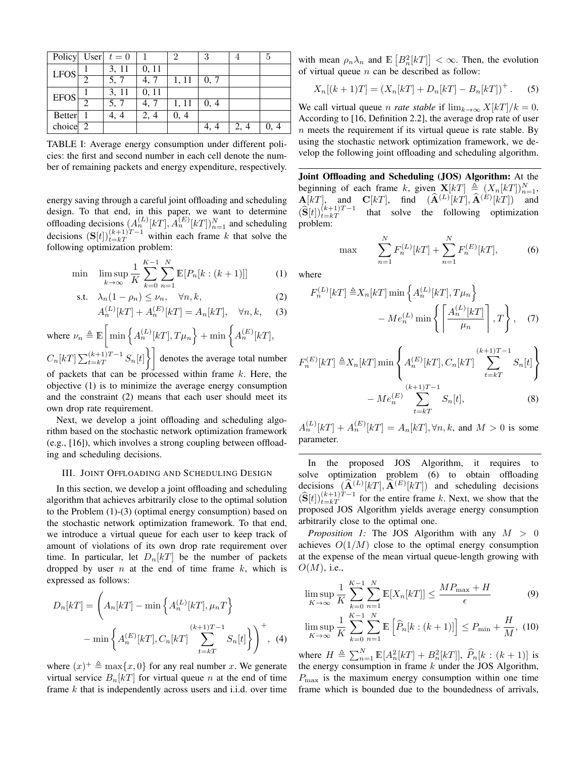| Policy | User | $t=0$ | 1 | 2 | 3 | 4 | 5 |
|---|---|---|---|---|---|---|---|
| LFOS | 1 | 3, 11 | 0, 11 | | | | |
| | 2 | 5, 7 | 4, 7 | 1, 11 | 0, 7 | | |
| EFOS | 1 | 3, 11 | 0, 11 | | | | |
| | 2 | 5, 7 | 4, 7 | 1, 11 | 0, 4 | | |
| Better choice | 1 | 4, 4 | 2, 4 | 0, 4 | | | |
| | 2 | | | | 4, 4 | 2, 4 | 0, 4 |

TABLE I: Average energy consumption under different policies: the first and second number in each cell denote the number of remaining packets and energy expenditure, respectively.

energy saving through a careful joint offloading and scheduling design. To that end, in this paper, we want to determine offloading decisions $(A_n^{(L)}[kT], A_n^{(E)}[kT])_{n=1}^N$ and scheduling decisions $(\mathbf{S}[t])_{t=kT}^{(k+1)T-1}$ within each frame $k$ that solve the following optimization problem:

$$\min \quad \limsup_{k\to\infty} \frac{1}{K}\sum_{k=0}^{K-1}\sum_{n=1}^{N}\mathbb{E}[P_n[k:(k+1)]] \tag{1}$$

$$\text{s.t.} \quad \lambda_n(1-\rho_n) \leq \nu_n, \quad \forall n, k, \tag{2}$$

$$A_n^{(L)}[kT] + A_n^{(E)}[kT] = A_n[kT], \quad \forall n, k, \tag{3}$$

where $\nu_n \triangleq \mathbb{E}\left[\min\left\{A_n^{(L)}[kT], T\mu_n\right\} + \min\left\{A_n^{(E)}[kT], C_n[kT]\sum_{t=kT}^{(k+1)T-1} S_n[t]\right\}\right]$ denotes the average total number of packets that can be processed within frame $k$. Here, the objective (1) is to minimize the average energy consumption and the constraint (2) means that each user should meet its own drop rate requirement.

Next, we develop a joint offloading and scheduling algorithm based on the stochastic network optimization framework (e.g., [16]), which involves a strong coupling between offloading and scheduling decisions.

## III. Joint Offloading and Scheduling Design

In this section, we develop a joint offloading and scheduling algorithm that achieves arbitrarily close to the optimal solution to the Problem (1)-(3) (optimal energy consumption) based on the stochastic network optimization framework. To that end, we introduce a virtual queue for each user to keep track of amount of violations of its own drop rate requirement over time. In particular, let $D_n[kT]$ be the number of packets dropped by user $n$ at the end of time frame $k$, which is expressed as follows:

$$D_n[kT] = \left(A_n[kT] - \min\left\{A_n^{(L)}[kT], \mu_n T\right\} - \min\left\{A_n^{(E)}[kT], C_n[kT]\sum_{t=kT}^{(k+1)T-1} S_n[t]\right\}\right)^+, \tag{4}$$

where $(x)^+ \triangleq \max\{x, 0\}$ for any real number $x$. We generate virtual service $B_n[kT]$ for virtual queue $n$ at the end of time frame $k$ that is independently across users and i.i.d. over time with mean $\rho_n\lambda_n$ and $\mathbb{E}\left[B_n^2[kT]\right] < \infty$. Then, the evolution of virtual queue $n$ can be described as follow:

$$X_n[(k+1)T] = \left(X_n[kT] + D_n[kT] - B_n[kT]\right)^+. \tag{5}$$

We call virtual queue $n$ *rate stable* if $\lim_{k\to\infty} X[kT]/k = 0$. According to [16, Definition 2.2], the average drop rate of user $n$ meets the requirement if its virtual queue is rate stable. By using the stochastic network optimization framework, we develop the following joint offloading and scheduling algorithm.

---

**Joint Offloading and Scheduling (JOS) Algorithm:** At the beginning of each frame $k$, given $\mathbf{X}[kT] \triangleq (X_n[kT])_{n=1}^N$, $\mathbf{A}[kT]$, and $\mathbf{C}[kT]$, find $(\widehat{\mathbf{A}}^{(L)}[kT], \widehat{\mathbf{A}}^{(E)}[kT])$ and $(\widehat{\mathbf{S}}[t])_{t=kT}^{(k+1)T-1}$ that solve the following optimization problem:

$$\max \qquad \sum_{n=1}^{N} F_n^{(L)}[kT] + \sum_{n=1}^{N} F_n^{(E)}[kT], \tag{6}$$

where

$$F_n^{(L)}[kT] \triangleq X_n[kT]\min\left\{A_n^{(L)}[kT], T\mu_n\right\} - Me_n^{(L)}\min\left\{\left\lceil\frac{A_n^{(L)}[kT]}{\mu_n}\right\rceil, T\right\}, \tag{7}$$

$$F_n^{(E)}[kT] \triangleq X_n[kT]\min\left\{A_n^{(E)}[kT], C_n[kT]\sum_{t=kT}^{(k+1)T-1} S_n[t]\right\} - Me_n^{(E)}\sum_{t=kT}^{(k+1)T-1} S_n[t], \tag{8}$$

$A_n^{(L)}[kT] + A_n^{(E)}[kT] = A_n[kT], \forall n, k$, and $M > 0$ is some parameter.

---

In the proposed JOS Algorithm, it requires to solve optimization problem (6) to obtain offloading decisions $(\widehat{\mathbf{A}}^{(L)}[kT], \widehat{\mathbf{A}}^{(E)}[kT])$ and scheduling decisions $(\widehat{\mathbf{S}}[t])_{t=kT}^{(k+1)T-1}$ for the entire frame $k$. Next, we show that the proposed JOS Algorithm yields average energy consumption arbitrarily close to the optimal one.

*Proposition 1:* The JOS Algorithm with any $M > 0$ achieves $O(1/M)$ close to the optimal energy consumption at the expense of the mean virtual queue-length growing with $O(M)$, i.e.,

$$\limsup_{K\to\infty} \frac{1}{K}\sum_{k=0}^{K-1}\sum_{n=1}^{N}\mathbb{E}[X_n[kT]] \leq \frac{MP_{\max} + H}{\epsilon} \tag{9}$$

$$\limsup_{K\to\infty} \frac{1}{K}\sum_{k=0}^{K-1}\sum_{n=1}^{N}\mathbb{E}\left[\widehat{P}_n[k:(k+1)]\right] \leq P_{\min} + \frac{H}{M}, \tag{10}$$

where $H \triangleq \sum_{n=1}^{N}\mathbb{E}[A_n^2[kT] + B_n^2[kT]]$, $\widehat{P}_n[k:(k+1)]$ is the energy consumption in frame $k$ under the JOS Algorithm, $P_{\max}$ is the maximum energy consumption within one time frame which is bounded due to the boundedness of arrivals,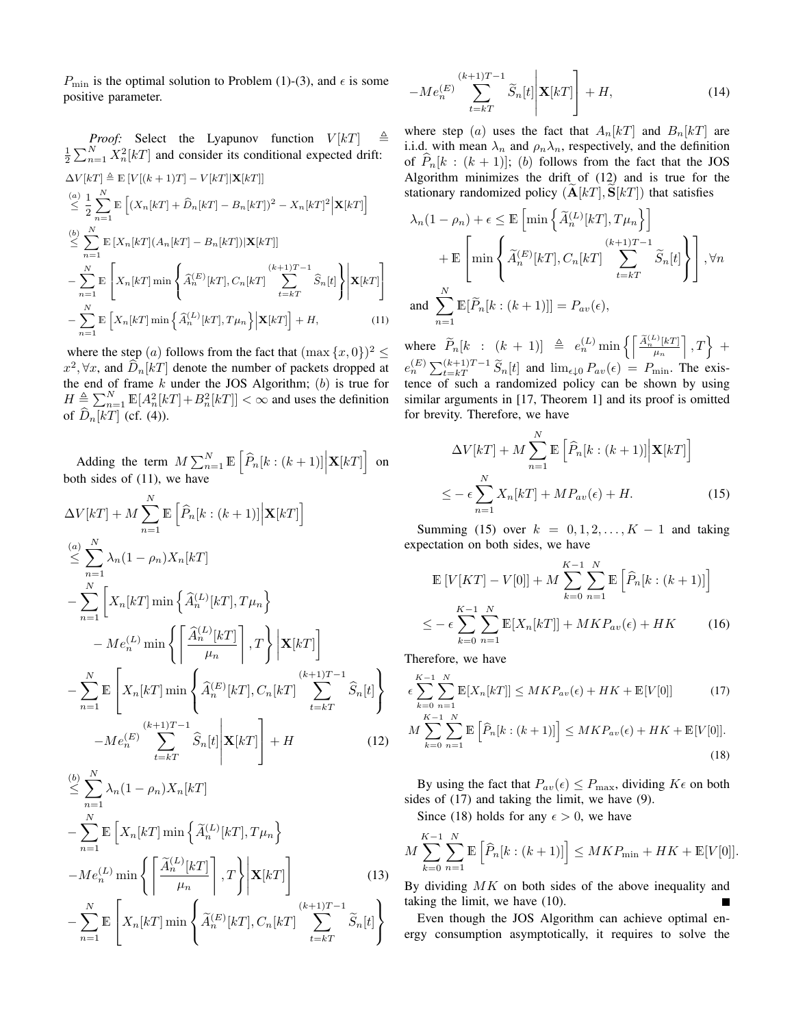$P_{\min}$ is the optimal solution to Problem (1)-(3), and $\epsilon$ is some positive parameter.

*Proof:* Select the Lyapunov function $V[kT] \triangleq \frac{1}{2}\sum_{n=1}^{N} X_n^2[kT]$ and consider its conditional expected drift:

$$
\begin{aligned}
\Delta V[kT] &\triangleq \mathbb{E}\left[V[(k+1)T] - V[kT] | \mathbf{X}[kT]\right] \\
&\overset{(a)}{\leq} \frac{1}{2}\sum_{n=1}^{N} \mathbb{E}\left[(X_n[kT] + \widehat{D}_n[kT] - B_n[kT])^2 - X_n[kT]^2 \Big| \mathbf{X}[kT]\right] \\
&\overset{(b)}{\leq} \sum_{n=1}^{N} \mathbb{E}\left[X_n[kT](A_n[kT] - B_n[kT]) | \mathbf{X}[kT]\right] \\
&- \sum_{n=1}^{N} \mathbb{E}\left[X_n[kT] \min\left\{\widehat{A}_n^{(E)}[kT], C_n[kT]\sum_{t=kT}^{(k+1)T-1} \widehat{S}_n[t]\right\} \Bigg| \mathbf{X}[kT]\right] \\
&- \sum_{n=1}^{N} \mathbb{E}\left[X_n[kT] \min\left\{\widehat{A}_n^{(L)}[kT], T\mu_n\right\} \Big| \mathbf{X}[kT]\right] + H,
\end{aligned}
\tag{11}
$$

where the step $(a)$ follows from the fact that $(\max\{x, 0\})^2 \leq x^2, \forall x$, and $\widehat{D}_n[kT]$ denote the number of packets dropped at the end of frame $k$ under the JOS Algorithm; $(b)$ is true for $H \triangleq \sum_{n=1}^{N} \mathbb{E}[A_n^2[kT] + B_n^2[kT]] < \infty$ and uses the definition of $\widehat{D}_n[kT]$ (cf. (4)).

Adding the term $M\sum_{n=1}^{N} \mathbb{E}\left[\widehat{P}_n[k:(k+1)] \Big| \mathbf{X}[kT]\right]$ on both sides of (11), we have

$$
\begin{aligned}
&\Delta V[kT] + M\sum_{n=1}^{N} \mathbb{E}\left[\widehat{P}_n[k:(k+1)] \Big| \mathbf{X}[kT]\right] \\
&\overset{(a)}{\leq} \sum_{n=1}^{N} \lambda_n(1-\rho_n) X_n[kT] \\
&- \sum_{n=1}^{N} \Bigg[X_n[kT] \min\left\{\widehat{A}_n^{(L)}[kT], T\mu_n\right\} \\
&\quad - Me_n^{(L)} \min\left\{\left\lceil \frac{\widehat{A}_n^{(L)}[kT]}{\mu_n} \right\rceil, T\right\} \Bigg| \mathbf{X}[kT]\Bigg] \\
&- \sum_{n=1}^{N} \mathbb{E}\left[X_n[kT] \min\left\{\widehat{A}_n^{(E)}[kT], C_n[kT]\sum_{t=kT}^{(k+1)T-1} \widehat{S}_n[t]\right\} \right. \\
&\quad \left. - Me_n^{(E)} \sum_{t=kT}^{(k+1)T-1} \widehat{S}_n[t] \Bigg| \mathbf{X}[kT]\right] + H
\end{aligned}
\tag{12}
$$

$$
\begin{aligned}
&\overset{(b)}{\leq} \sum_{n=1}^{N} \lambda_n(1-\rho_n) X_n[kT] \\
&- \sum_{n=1}^{N} \mathbb{E}\Bigg[X_n[kT] \min\left\{\widetilde{A}_n^{(L)}[kT], T\mu_n\right\} \\
&\quad - Me_n^{(L)} \min\left\{\left\lceil \frac{\widetilde{A}_n^{(L)}[kT]}{\mu_n} \right\rceil, T\right\} \Bigg| \mathbf{X}[kT]\Bigg] \\
&- \sum_{n=1}^{N} \mathbb{E}\left[X_n[kT] \min\left\{\widetilde{A}_n^{(E)}[kT], C_n[kT]\sum_{t=kT}^{(k+1)T-1} \widetilde{S}_n[t]\right\} \right. \\
&\quad \left. - Me_n^{(E)} \sum_{t=kT}^{(k+1)T-1} \widetilde{S}_n[t] \Bigg| \mathbf{X}[kT]\right] + H,
\end{aligned}
\tag{13, 14}
$$

where step $(a)$ uses the fact that $A_n[kT]$ and $B_n[kT]$ are i.i.d. with mean $\lambda_n$ and $\rho_n\lambda_n$, respectively, and the definition of $\widehat{P}_n[k:(k+1)]$; $(b)$ follows from the fact that the JOS Algorithm minimizes the drift of (12) and is true for the stationary randomized policy $(\widetilde{\mathbf{A}}[kT], \widetilde{\mathbf{S}}[kT])$ that satisfies

$$
\begin{aligned}
\lambda_n(1-\rho_n) + \epsilon &\leq \mathbb{E}\left[\min\left\{\widetilde{A}_n^{(L)}[kT], T\mu_n\right\}\right] \\
&+ \mathbb{E}\left[\min\left\{\widetilde{A}_n^{(E)}[kT], C_n[kT]\sum_{t=kT}^{(k+1)T-1} \widetilde{S}_n[t]\right\}\right], \forall n
\end{aligned}
$$

and $\sum_{n=1}^{N} \mathbb{E}[\widetilde{P}_n[k:(k+1)]] = P_{av}(\epsilon)$,

where $\widetilde{P}_n[k:(k+1)] \triangleq e_n^{(L)} \min\left\{\left\lceil \frac{\widetilde{A}_n^{(L)}[kT]}{\mu_n} \right\rceil, T\right\} + e_n^{(E)} \sum_{t=kT}^{(k+1)T-1} \widetilde{S}_n[t]$ and $\lim_{\epsilon \downarrow 0} P_{av}(\epsilon) = P_{\min}$. The existence of such a randomized policy can be shown by using similar arguments in [17, Theorem 1] and its proof is omitted for brevity. Therefore, we have

$$
\begin{aligned}
&\Delta V[kT] + M\sum_{n=1}^{N} \mathbb{E}\left[\widehat{P}_n[k:(k+1)] \Big| \mathbf{X}[kT]\right] \\
&\leq -\epsilon\sum_{n=1}^{N} X_n[kT] + MP_{av}(\epsilon) + H.
\end{aligned}
\tag{15}
$$

Summing (15) over $k = 0, 1, 2, \ldots, K-1$ and taking expectation on both sides, we have

$$
\begin{aligned}
&\mathbb{E}\left[V[KT] - V[0]\right] + M\sum_{k=0}^{K-1}\sum_{n=1}^{N} \mathbb{E}\left[\widehat{P}_n[k:(k+1)]\right] \\
&\leq -\epsilon\sum_{k=0}^{K-1}\sum_{n=1}^{N} \mathbb{E}[X_n[kT]] + MKP_{av}(\epsilon) + HK
\end{aligned}
\tag{16}
$$

Therefore, we have

$$
\epsilon\sum_{k=0}^{K-1}\sum_{n=1}^{N} \mathbb{E}[X_n[kT]] \leq MKP_{av}(\epsilon) + HK + \mathbb{E}[V[0]] \tag{17}
$$

$$
M\sum_{k=0}^{K-1}\sum_{n=1}^{N} \mathbb{E}\left[\widehat{P}_n[k:(k+1)]\right] \leq MKP_{av}(\epsilon) + HK + \mathbb{E}[V[0]]. \tag{18}
$$

By using the fact that $P_{av}(\epsilon) \leq P_{\max}$, dividing $K\epsilon$ on both sides of (17) and taking the limit, we have (9).

Since (18) holds for any $\epsilon > 0$, we have

$$
M\sum_{k=0}^{K-1}\sum_{n=1}^{N} \mathbb{E}\left[\widehat{P}_n[k:(k+1)]\right] \leq MKP_{\min} + HK + \mathbb{E}[V[0]].
$$

By dividing $MK$ on both sides of the above inequality and taking the limit, we have (10). ■

Even though the JOS Algorithm can achieve optimal energy consumption asymptotically, it requires to solve the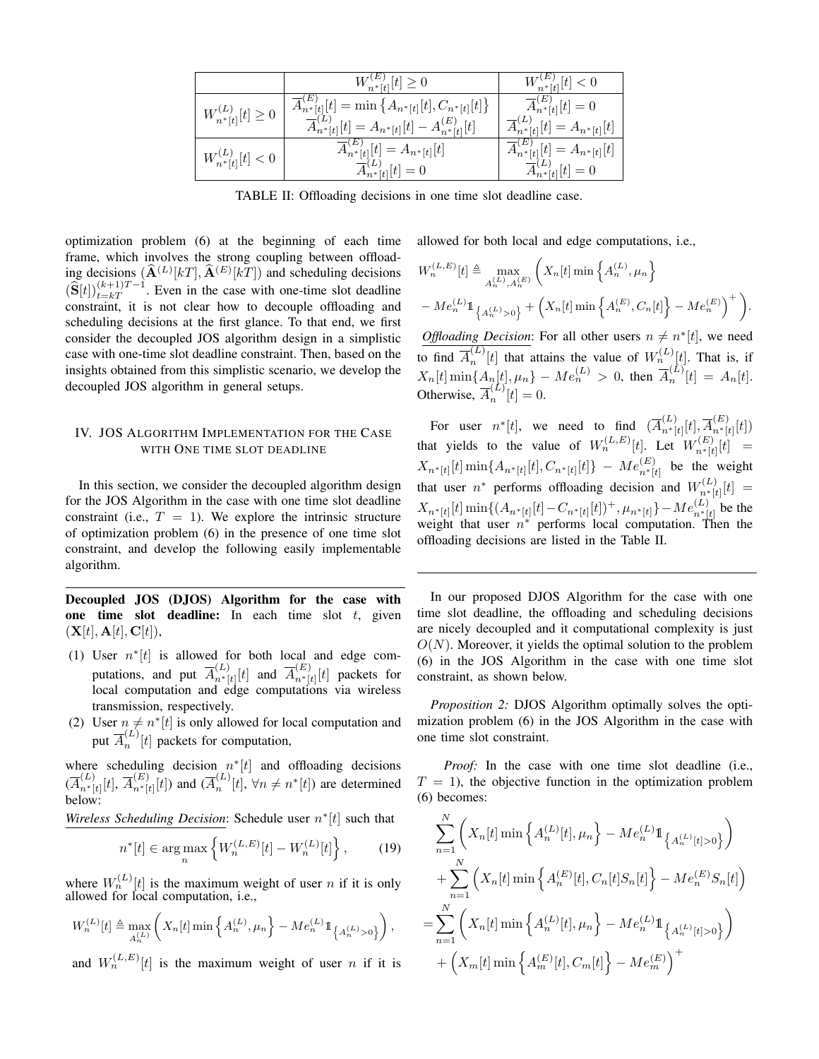| | $W^{(E)}_{n^*[t]}[t] \geq 0$ | $W^{(E)}_{n^*[t]}[t] < 0$ |
|---|---|---|
| $W^{(L)}_{n^*[t]}[t] \geq 0$ | $\overline{A}^{(E)}_{n^*[t]}[t] = \min\left\{A_{n^*[t]}[t], C_{n^*[t]}[t]\right\}$ $\overline{A}^{(L)}_{n^*[t]}[t] = A_{n^*[t]}[t] - A^{(E)}_{n^*[t]}[t]$ | $\overline{A}^{(E)}_{n^*[t]}[t] = 0$ $\overline{A}^{(L)}_{n^*[t]}[t] = A_{n^*[t]}[t]$ |
| $W^{(L)}_{n^*[t]}[t] < 0$ | $\overline{A}^{(E)}_{n^*[t]}[t] = A_{n^*[t]}[t]$ $\overline{A}^{(L)}_{n^*[t]}[t] = 0$ | $\overline{A}^{(E)}_{n^*[t]}[t] = A_{n^*[t]}[t]$ $\overline{A}^{(L)}_{n^*[t]}[t] = 0$ |

TABLE II: Offloading decisions in one time slot deadline case.

optimization problem (6) at the beginning of each time frame, which involves the strong coupling between offloading decisions $(\widehat{\mathbf{A}}^{(L)}[kT], \widehat{\mathbf{A}}^{(E)}[kT])$ and scheduling decisions $(\widehat{\mathbf{S}}[t])_{t=kT}^{(k+1)T-1}$. Even in the case with one-time slot deadline constraint, it is not clear how to decouple offloading and scheduling decisions at the first glance. To that end, we first consider the decoupled JOS algorithm design in a simplistic case with one-time slot deadline constraint. Then, based on the insights obtained from this simplistic scenario, we develop the decoupled JOS algorithm in general setups.

## IV. JOS Algorithm Implementation for the Case with One time slot deadline

In this section, we consider the decoupled algorithm design for the JOS Algorithm in the case with one time slot deadline constraint (i.e., $T = 1$). We explore the intrinsic structure of optimization problem (6) in the presence of one time slot constraint, and develop the following easily implementable algorithm.

---

**Decoupled JOS (DJOS) Algorithm for the case with one time slot deadline:** In each time slot $t$, given $(\mathbf{X}[t], \mathbf{A}[t], \mathbf{C}[t])$,

(1) User $n^*[t]$ is allowed for both local and edge computations, and put $\overline{A}^{(L)}_{n^*[t]}[t]$ and $\overline{A}^{(E)}_{n^*[t]}[t]$ packets for local computation and edge computations via wireless transmission, respectively.

(2) User $n \neq n^*[t]$ is only allowed for local computation and put $\overline{A}^{(L)}_{n}[t]$ packets for computation,

where scheduling decision $n^*[t]$ and offloading decisions $(\overline{A}^{(L)}_{n^*[t]}[t], \overline{A}^{(E)}_{n^*[t]}[t])$ and $(\overline{A}^{(L)}_{n}[t], \forall n \neq n^*[t])$ are determined below:

*Wireless Scheduling Decision*: Schedule user $n^*[t]$ such that

$$n^*[t] \in \arg\max_n \left\{ W^{(L,E)}_n[t] - W^{(L)}_n[t] \right\}, \tag{19}$$

where $W^{(L)}_n[t]$ is the maximum weight of user $n$ if it is only allowed for local computation, i.e.,

$$W^{(L)}_n[t] \triangleq \max_{A^{(L)}_n} \left( X_n[t] \min\left\{ A^{(L)}_n, \mu_n \right\} - Me^{(L)}_n \mathbb{1}_{\left\{A^{(L)}_n > 0\right\}} \right),$$

and $W^{(L,E)}_n[t]$ is the maximum weight of user $n$ if it is allowed for both local and edge computations, i.e.,

$$W^{(L,E)}_n[t] \triangleq \max_{A^{(L)}_n, A^{(E)}_n} \Bigg( X_n[t] \min\left\{ A^{(L)}_n, \mu_n \right\} - Me^{(L)}_n \mathbb{1}_{\left\{A^{(L)}_n > 0\right\}} + \left( X_n[t] \min\left\{ A^{(E)}_n, C_n[t] \right\} - Me^{(E)}_n \right)^+ \Bigg).$$

*Offloading Decision*: For all other users $n \neq n^*[t]$, we need to find $\overline{A}^{(L)}_n[t]$ that attains the value of $W^{(L)}_n[t]$. That is, if $X_n[t] \min\{A_n[t], \mu_n\} - Me^{(L)}_n > 0$, then $\overline{A}^{(L)}_n[t] = A_n[t]$. Otherwise, $\overline{A}^{(L)}_n[t] = 0$.

For user $n^*[t]$, we need to find $(\overline{A}^{(L)}_{n^*[t]}[t], \overline{A}^{(E)}_{n^*[t]}[t])$ that yields to the value of $W^{(L,E)}_n[t]$. Let $W^{(E)}_{n^*[t]}[t] = X_{n^*[t]}[t] \min\{A_{n^*[t]}[t], C_{n^*[t]}[t]\} - Me^{(E)}_{n^*[t]}$ be the weight that user $n^*$ performs offloading decision and $W^{(L)}_{n^*[t]}[t] = X_{n^*[t]}[t] \min\{(A_{n^*[t]}[t] - C_{n^*[t]}[t])^+, \mu_{n^*[t]}\} - Me^{(L)}_{n^*[t]}$ be the weight that user $n^*$ performs local computation. Then the offloading decisions are listed in the Table II.

---

In our proposed DJOS Algorithm for the case with one time slot deadline, the offloading and scheduling decisions are nicely decoupled and it computational complexity is just $O(N)$. Moreover, it yields the optimal solution to the problem (6) in the JOS Algorithm in the case with one time slot constraint, as shown below.

*Proposition 2:* DJOS Algorithm optimally solves the optimization problem (6) in the JOS Algorithm in the case with one time slot constraint.

*Proof:* In the case with one time slot deadline (i.e., $T = 1$), the objective function in the optimization problem (6) becomes:

$$\begin{aligned}
&\sum_{n=1}^{N} \left( X_n[t] \min\left\{ A^{(L)}_n[t], \mu_n \right\} - Me^{(L)}_n \mathbb{1}_{\left\{A^{(L)}_n[t] > 0\right\}} \right) \\
&+ \sum_{n=1}^{N} \left( X_n[t] \min\left\{ A^{(E)}_n[t], C_n[t] S_n[t] \right\} - Me^{(E)}_n S_n[t] \right) \\
=& \sum_{n=1}^{N} \left( X_n[t] \min\left\{ A^{(L)}_n[t], \mu_n \right\} - Me^{(L)}_n \mathbb{1}_{\left\{A^{(L)}_n[t] > 0\right\}} \right) \\
&+ \left( X_m[t] \min\left\{ A^{(E)}_m[t], C_m[t] \right\} - Me^{(E)}_m \right)^+
\end{aligned}$$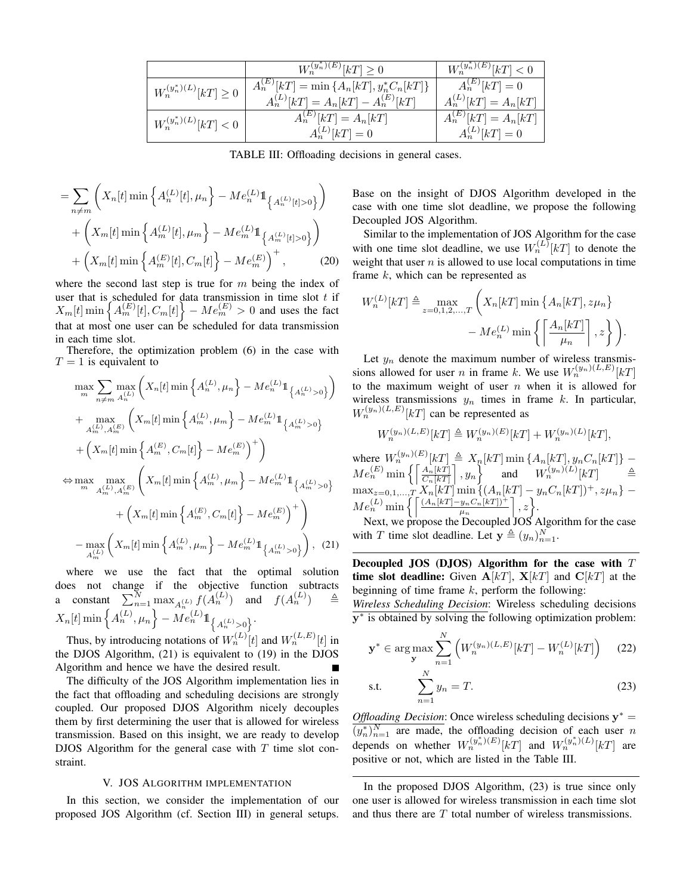| | $W_n^{(y_n^*)(E)}[kT] \geq 0$ | $W_n^{(y_n^*)(E)}[kT] < 0$ |
|---|---|---|
| $W_n^{(y_n^*)(L)}[kT] \geq 0$ | $A_n^{(E)}[kT] = \min\{A_n[kT], y_n^* C_n[kT]\}$ <br> $A_n^{(L)}[kT] = A_n[kT] - A_n^{(E)}[kT]$ | $A_n^{(E)}[kT] = 0$ <br> $A_n^{(L)}[kT] = A_n[kT]$ |
| $W_n^{(y_n^*)(L)}[kT] < 0$ | $A_n^{(E)}[kT] = A_n[kT]$ <br> $A_n^{(L)}[kT] = 0$ | $A_n^{(E)}[kT] = A_n[kT]$ <br> $A_n^{(L)}[kT] = 0$ |

TABLE III: Offloading decisions in general cases.

$$
\begin{aligned}
&= \sum_{n \neq m} \left( X_n[t] \min\left\{ A_n^{(L)}[t], \mu_n \right\} - M e_n^{(L)} \mathbb{1}_{\left\{ A_n^{(L)}[t] > 0 \right\}} \right) \\
&\quad + \left( X_m[t] \min\left\{ A_m^{(L)}[t], \mu_m \right\} - M e_m^{(L)} \mathbb{1}_{\left\{ A_m^{(L)}[t] > 0 \right\}} \right) \\
&\quad + \left( X_m[t] \min\left\{ A_m^{(E)}[t], C_m[t] \right\} - M e_m^{(E)} \right)^+, \qquad (20)
\end{aligned}
$$

where the second last step is true for $m$ being the index of user that is scheduled for data transmission in time slot $t$ if $X_m[t] \min\left\{ A_m^{(E)}[t], C_m[t] \right\} - M e_m^{(E)} > 0$ and uses the fact that at most one user can be scheduled for data transmission in each time slot.

Therefore, the optimization problem (6) in the case with $T = 1$ is equivalent to

$$
\begin{aligned}
&\max_m \sum_{n \neq m} \max_{A_n^{(L)}} \left( X_n[t] \min\left\{ A_n^{(L)}, \mu_n \right\} - M e_n^{(L)} \mathbb{1}_{\left\{ A_n^{(L)} > 0 \right\}} \right) \\
&+ \max_{A_m^{(L)}, A_m^{(E)}} \left( X_m[t] \min\left\{ A_m^{(L)}, \mu_m \right\} - M e_m^{(L)} \mathbb{1}_{\left\{ A_m^{(L)} > 0 \right\}} \right. \\
&\left. + \left( X_m[t] \min\left\{ A_m^{(E)}, C_m[t] \right\} - M e_m^{(E)} \right)^+ \right) \\
\Leftrightarrow &\max_m \max_{A_m^{(L)}, A_m^{(E)}} \left( X_m[t] \min\left\{ A_m^{(L)}, \mu_m \right\} - M e_m^{(L)} \mathbb{1}_{\left\{ A_m^{(L)} > 0 \right\}} \right. \\
&\qquad \left. + \left( X_m[t] \min\left\{ A_m^{(E)}, C_m[t] \right\} - M e_m^{(E)} \right)^+ \right) \\
&- \max_{A_m^{(L)}} \left( X_m[t] \min\left\{ A_m^{(L)}, \mu_m \right\} - M e_m^{(L)} \mathbb{1}_{\left\{ A_m^{(L)} > 0 \right\}} \right), \quad (21)
\end{aligned}
$$

where we use the fact that the optimal solution does not change if the objective function subtracts a constant $\sum_{n=1}^N \max_{A_n^{(L)}} f(A_n^{(L)})$ and $f(A_n^{(L)}) \triangleq X_n[t] \min\left\{ A_n^{(L)}, \mu_n \right\} - M e_n^{(L)} \mathbb{1}_{\left\{ A_n^{(L)} > 0 \right\}}$.

Thus, by introducing notations of $W_n^{(L)}[t]$ and $W_n^{(L,E)}[t]$ in the DJOS Algorithm, (21) is equivalent to (19) in the DJOS Algorithm and hence we have the desired result. ■

The difficulty of the JOS Algorithm implementation lies in the fact that offloading and scheduling decisions are strongly coupled. Our proposed DJOS Algorithm nicely decouples them by first determining the user that is allowed for wireless transmission. Based on this insight, we are ready to develop DJOS Algorithm for the general case with $T$ time slot constraint.

## V. JOS Algorithm implementation

In this section, we consider the implementation of our proposed JOS Algorithm (cf. Section III) in general setups. Base on the insight of DJOS Algorithm developed in the case with one time slot deadline, we propose the following Decoupled JOS Algorithm.

Similar to the implementation of JOS Algorithm for the case with one time slot deadline, we use $W_n^{(L)}[kT]$ to denote the weight that user $n$ is allowed to use local computations in time frame $k$, which can be represented as

$$
\begin{aligned}
W_n^{(L)}[kT] \triangleq \max_{z=0,1,2,\ldots,T} &\left( X_n[kT] \min\left\{ A_n[kT], z\mu_n \right\} \right. \\
&\left. - M e_n^{(L)} \min\left\{ \left\lceil \frac{A_n[kT]}{\mu_n} \right\rceil, z \right\} \right).
\end{aligned}
$$

Let $y_n$ denote the maximum number of wireless transmissions allowed for user $n$ in frame $k$. We use $W_n^{(y_n)(L,E)}[kT]$ to the maximum weight of user $n$ when it is allowed for wireless transmissions $y_n$ times in frame $k$. In particular, $W_n^{(y_n)(L,E)}[kT]$ can be represented as

$$
W_n^{(y_n)(L,E)}[kT] \triangleq W_n^{(y_n)(E)}[kT] + W_n^{(y_n)(L)}[kT],
$$

where $W_n^{(y_n)(E)}[kT] \triangleq X_n[kT] \min\left\{ A_n[kT], y_n C_n[kT] \right\} - M e_n^{(E)} \min\left\{ \left\lceil \frac{A_n[kT]}{C_n[kT]} \right\rceil, y_n \right\}$ and $W_n^{(y_n)(L)}[kT] \triangleq \max_{z=0,1,\ldots,T} X_n[kT] \min\left\{ (A_n[kT] - y_n C_n[kT])^+, z\mu_n \right\} - M e_n^{(L)} \min\left\{ \left\lceil \frac{(A_n[kT] - y_n C_n[kT])^+}{\mu_n} \right\rceil, z \right\}$.

Next, we propose the Decoupled JOS Algorithm for the case with $T$ time slot deadline. Let $\mathbf{y} \triangleq (y_n)_{n=1}^N$.

---

**Decoupled JOS (DJOS) Algorithm for the case with $T$ time slot deadline:** Given $\mathbf{A}[kT]$, $\mathbf{X}[kT]$ and $\mathbf{C}[kT]$ at the beginning of time frame $k$, perform the following:

*Wireless Scheduling Decision*: Wireless scheduling decisions $\mathbf{y}^*$ is obtained by solving the following optimization problem:

$$
\mathbf{y}^* \in \arg\max_{\mathbf{y}} \sum_{n=1}^N \left( W_n^{(y_n)(L,E)}[kT] - W_n^{(L)}[kT] \right) \qquad (22)
$$

$$
\text{s.t.} \qquad \sum_{n=1}^N y_n = T. \qquad (23)
$$

*Offloading Decision*: Once wireless scheduling decisions $\mathbf{y}^* = (y_n^*)_{n=1}^N$ are made, the offloading decision of each user $n$ depends on whether $W_n^{(y_n^*)(E)}[kT]$ and $W_n^{(y_n^*)(L)}[kT]$ are positive or not, which are listed in the Table III.

---

In the proposed DJOS Algorithm, (23) is true since only one user is allowed for wireless transmission in each time slot and thus there are $T$ total number of wireless transmissions.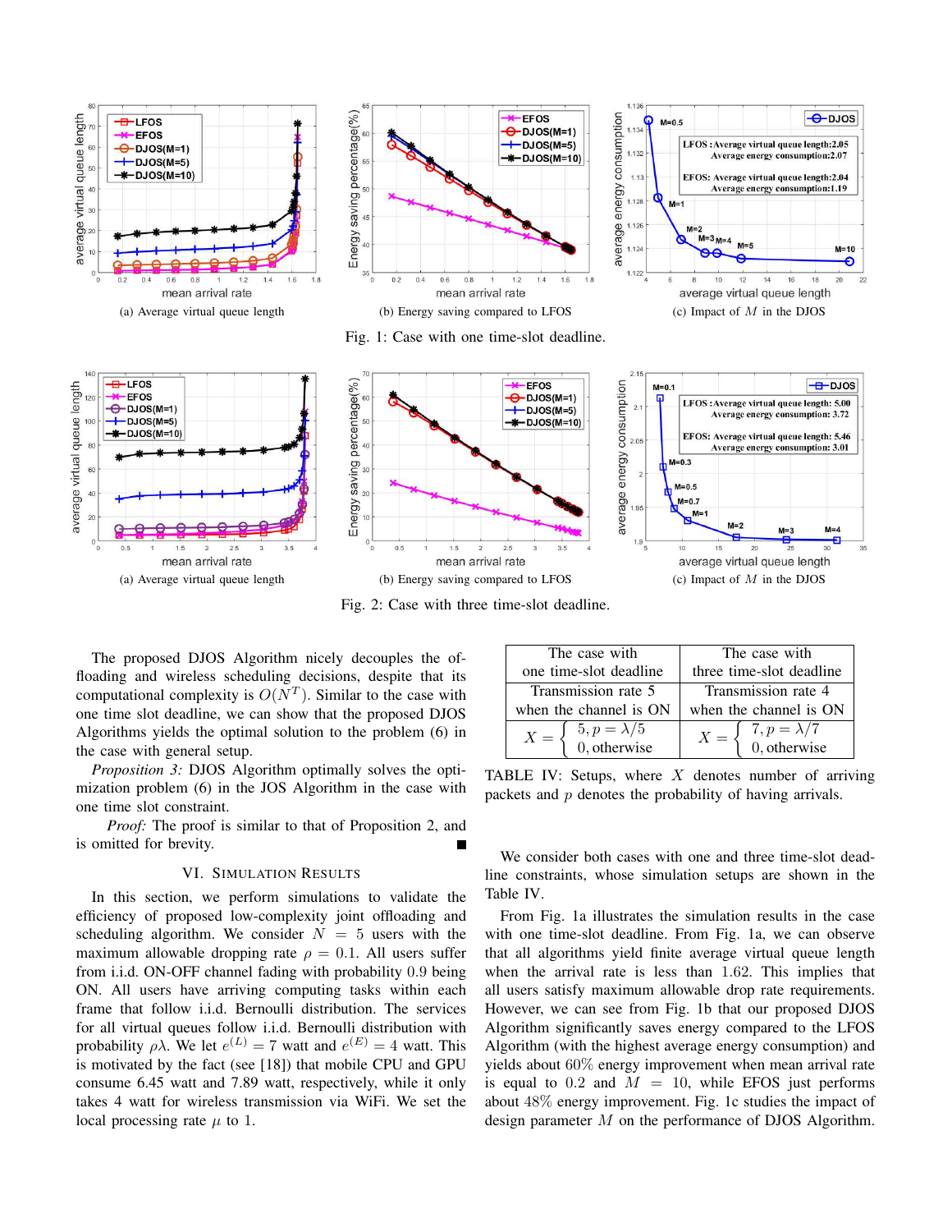(a) Average virtual queue length

(b) Energy saving compared to LFOS

(c) Impact of $M$ in the DJOS

Fig. 1: Case with one time-slot deadline.

(a) Average virtual queue length

(b) Energy saving compared to LFOS

(c) Impact of $M$ in the DJOS

Fig. 2: Case with three time-slot deadline.

The proposed DJOS Algorithm nicely decouples the offloading and wireless scheduling decisions, despite that its computational complexity is $O(N^T)$. Similar to the case with one time slot deadline, we can show that the proposed DJOS Algorithms yields the optimal solution to the problem (6) in the case with general setup.

*Proposition 3:* DJOS Algorithm optimally solves the optimization problem (6) in the JOS Algorithm in the case with one time slot constraint.

*Proof:* The proof is similar to that of Proposition 2, and is omitted for brevity. ■

## VI. Simulation Results

In this section, we perform simulations to validate the efficiency of proposed low-complexity joint offloading and scheduling algorithm. We consider $N = 5$ users with the maximum allowable dropping rate $\rho = 0.1$. All users suffer from i.i.d. ON-OFF channel fading with probability $0.9$ being ON. All users have arriving computing tasks within each frame that follow i.i.d. Bernoulli distribution. The services for all virtual queues follow i.i.d. Bernoulli distribution with probability $\rho\lambda$. We let $e^{(L)} = 7$ watt and $e^{(E)} = 4$ watt. This is motivated by the fact (see [18]) that mobile CPU and GPU consume 6.45 watt and 7.89 watt, respectively, while it only takes 4 watt for wireless transmission via WiFi. We set the local processing rate $\mu$ to 1.

| The case with one time-slot deadline | The case with three time-slot deadline |
|---|---|
| Transmission rate 5 when the channel is ON | Transmission rate 4 when the channel is ON |
| $X = \begin{cases} 5, p = \lambda/5 \\ 0, \text{otherwise} \end{cases}$ | $X = \begin{cases} 7, p = \lambda/7 \\ 0, \text{otherwise} \end{cases}$ |

TABLE IV: Setups, where $X$ denotes number of arriving packets and $p$ denotes the probability of having arrivals.

We consider both cases with one and three time-slot deadline constraints, whose simulation setups are shown in the Table IV.

From Fig. 1a illustrates the simulation results in the case with one time-slot deadline. From Fig. 1a, we can observe that all algorithms yield finite average virtual queue length when the arrival rate is less than 1.62. This implies that all users satisfy maximum allowable drop rate requirements. However, we can see from Fig. 1b that our proposed DJOS Algorithm significantly saves energy compared to the LFOS Algorithm (with the highest average energy consumption) and yields about 60% energy improvement when mean arrival rate is equal to 0.2 and $M = 10$, while EFOS just performs about 48% energy improvement. Fig. 1c studies the impact of design parameter $M$ on the performance of DJOS Algorithm.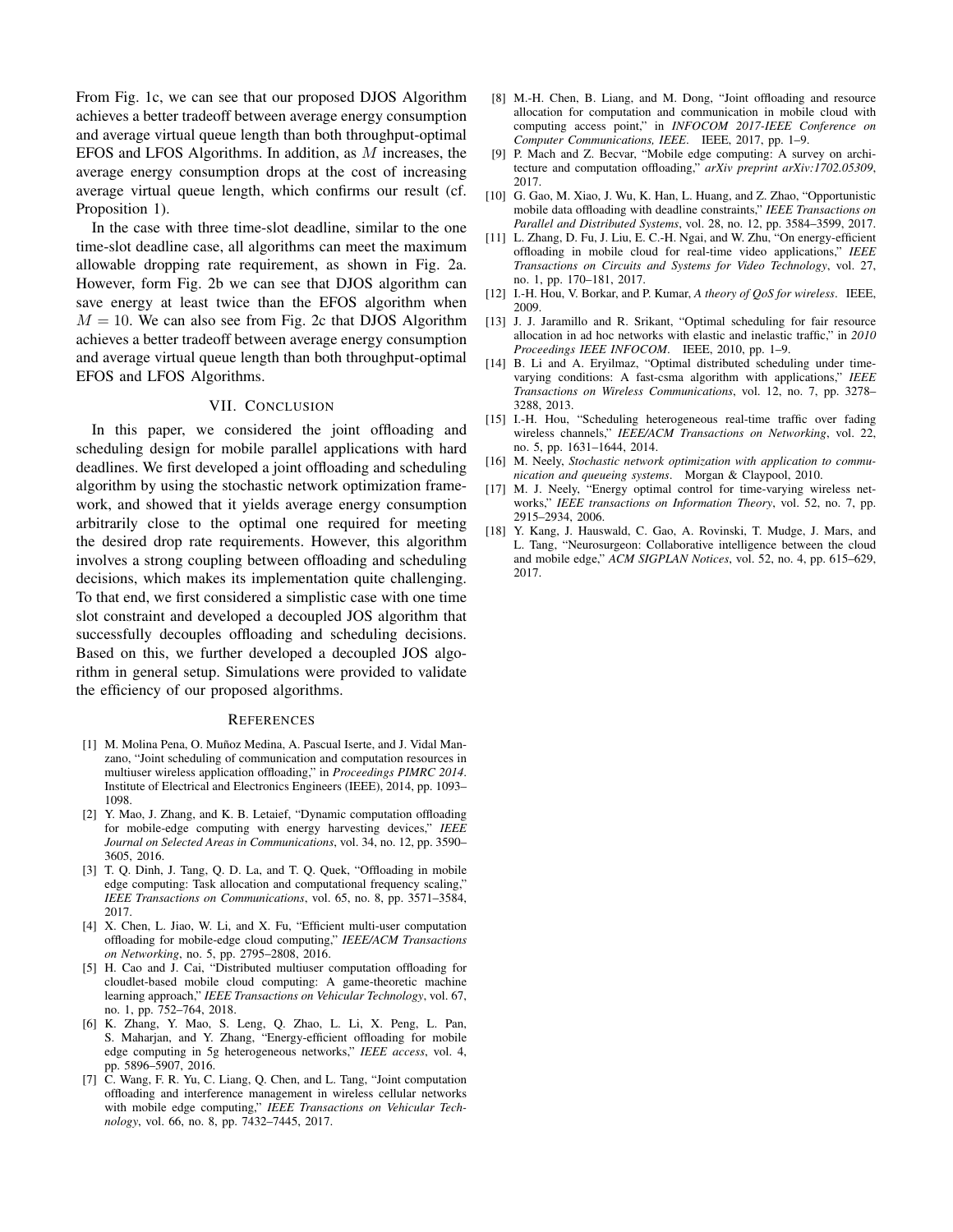From Fig. 1c, we can see that our proposed DJOS Algorithm achieves a better tradeoff between average energy consumption and average virtual queue length than both throughput-optimal EFOS and LFOS Algorithms. In addition, as $M$ increases, the average energy consumption drops at the cost of increasing average virtual queue length, which confirms our result (cf. Proposition 1).

In the case with three time-slot deadline, similar to the one time-slot deadline case, all algorithms can meet the maximum allowable dropping rate requirement, as shown in Fig. 2a. However, form Fig. 2b we can see that DJOS algorithm can save energy at least twice than the EFOS algorithm when $M = 10$. We can also see from Fig. 2c that DJOS Algorithm achieves a better tradeoff between average energy consumption and average virtual queue length than both throughput-optimal EFOS and LFOS Algorithms.

## VII. Conclusion

In this paper, we considered the joint offloading and scheduling design for mobile parallel applications with hard deadlines. We first developed a joint offloading and scheduling algorithm by using the stochastic network optimization framework, and showed that it yields average energy consumption arbitrarily close to the optimal one required for meeting the desired drop rate requirements. However, this algorithm involves a strong coupling between offloading and scheduling decisions, which makes its implementation quite challenging. To that end, we first considered a simplistic case with one time slot constraint and developed a decoupled JOS algorithm that successfully decouples offloading and scheduling decisions. Based on this, we further developed a decoupled JOS algorithm in general setup. Simulations were provided to validate the efficiency of our proposed algorithms.

## References

[1] M. Molina Pena, O. Muñoz Medina, A. Pascual Iserte, and J. Vidal Manzano, "Joint scheduling of communication and computation resources in multiuser wireless application offloading," in *Proceedings PIMRC 2014*. Institute of Electrical and Electronics Engineers (IEEE), 2014, pp. 1093–1098.

[2] Y. Mao, J. Zhang, and K. B. Letaief, "Dynamic computation offloading for mobile-edge computing with energy harvesting devices," *IEEE Journal on Selected Areas in Communications*, vol. 34, no. 12, pp. 3590–3605, 2016.

[3] T. Q. Dinh, J. Tang, Q. D. La, and T. Q. Quek, "Offloading in mobile edge computing: Task allocation and computational frequency scaling," *IEEE Transactions on Communications*, vol. 65, no. 8, pp. 3571–3584, 2017.

[4] X. Chen, L. Jiao, W. Li, and X. Fu, "Efficient multi-user computation offloading for mobile-edge cloud computing," *IEEE/ACM Transactions on Networking*, no. 5, pp. 2795–2808, 2016.

[5] H. Cao and J. Cai, "Distributed multiuser computation offloading for cloudlet-based mobile cloud computing: A game-theoretic machine learning approach," *IEEE Transactions on Vehicular Technology*, vol. 67, no. 1, pp. 752–764, 2018.

[6] K. Zhang, Y. Mao, S. Leng, Q. Zhao, L. Li, X. Peng, L. Pan, S. Maharjan, and Y. Zhang, "Energy-efficient offloading for mobile edge computing in 5g heterogeneous networks," *IEEE access*, vol. 4, pp. 5896–5907, 2016.

[7] C. Wang, F. R. Yu, C. Liang, Q. Chen, and L. Tang, "Joint computation offloading and interference management in wireless cellular networks with mobile edge computing," *IEEE Transactions on Vehicular Technology*, vol. 66, no. 8, pp. 7432–7445, 2017.

[8] M.-H. Chen, B. Liang, and M. Dong, "Joint offloading and resource allocation for computation and communication in mobile cloud with computing access point," in *INFOCOM 2017-IEEE Conference on Computer Communications, IEEE*. IEEE, 2017, pp. 1–9.

[9] P. Mach and Z. Becvar, "Mobile edge computing: A survey on architecture and computation offloading," *arXiv preprint arXiv:1702.05309*, 2017.

[10] G. Gao, M. Xiao, J. Wu, K. Han, L. Huang, and Z. Zhao, "Opportunistic mobile data offloading with deadline constraints," *IEEE Transactions on Parallel and Distributed Systems*, vol. 28, no. 12, pp. 3584–3599, 2017.

[11] L. Zhang, D. Fu, J. Liu, E. C.-H. Ngai, and W. Zhu, "On energy-efficient offloading in mobile cloud for real-time video applications," *IEEE Transactions on Circuits and Systems for Video Technology*, vol. 27, no. 1, pp. 170–181, 2017.

[12] I.-H. Hou, V. Borkar, and P. Kumar, *A theory of QoS for wireless*. IEEE, 2009.

[13] J. J. Jaramillo and R. Srikant, "Optimal scheduling for fair resource allocation in ad hoc networks with elastic and inelastic traffic," in *2010 Proceedings IEEE INFOCOM*. IEEE, 2010, pp. 1–9.

[14] B. Li and A. Eryilmaz, "Optimal distributed scheduling under time-varying conditions: A fast-csma algorithm with applications," *IEEE Transactions on Wireless Communications*, vol. 12, no. 7, pp. 3278–3288, 2013.

[15] I.-H. Hou, "Scheduling heterogeneous real-time traffic over fading wireless channels," *IEEE/ACM Transactions on Networking*, vol. 22, no. 5, pp. 1631–1644, 2014.

[16] M. Neely, *Stochastic network optimization with application to communication and queueing systems*. Morgan & Claypool, 2010.

[17] M. J. Neely, "Energy optimal control for time-varying wireless networks," *IEEE transactions on Information Theory*, vol. 52, no. 7, pp. 2915–2934, 2006.

[18] Y. Kang, J. Hauswald, C. Gao, A. Rovinski, T. Mudge, J. Mars, and L. Tang, "Neurosurgeon: Collaborative intelligence between the cloud and mobile edge," *ACM SIGPLAN Notices*, vol. 52, no. 4, pp. 615–629, 2017.